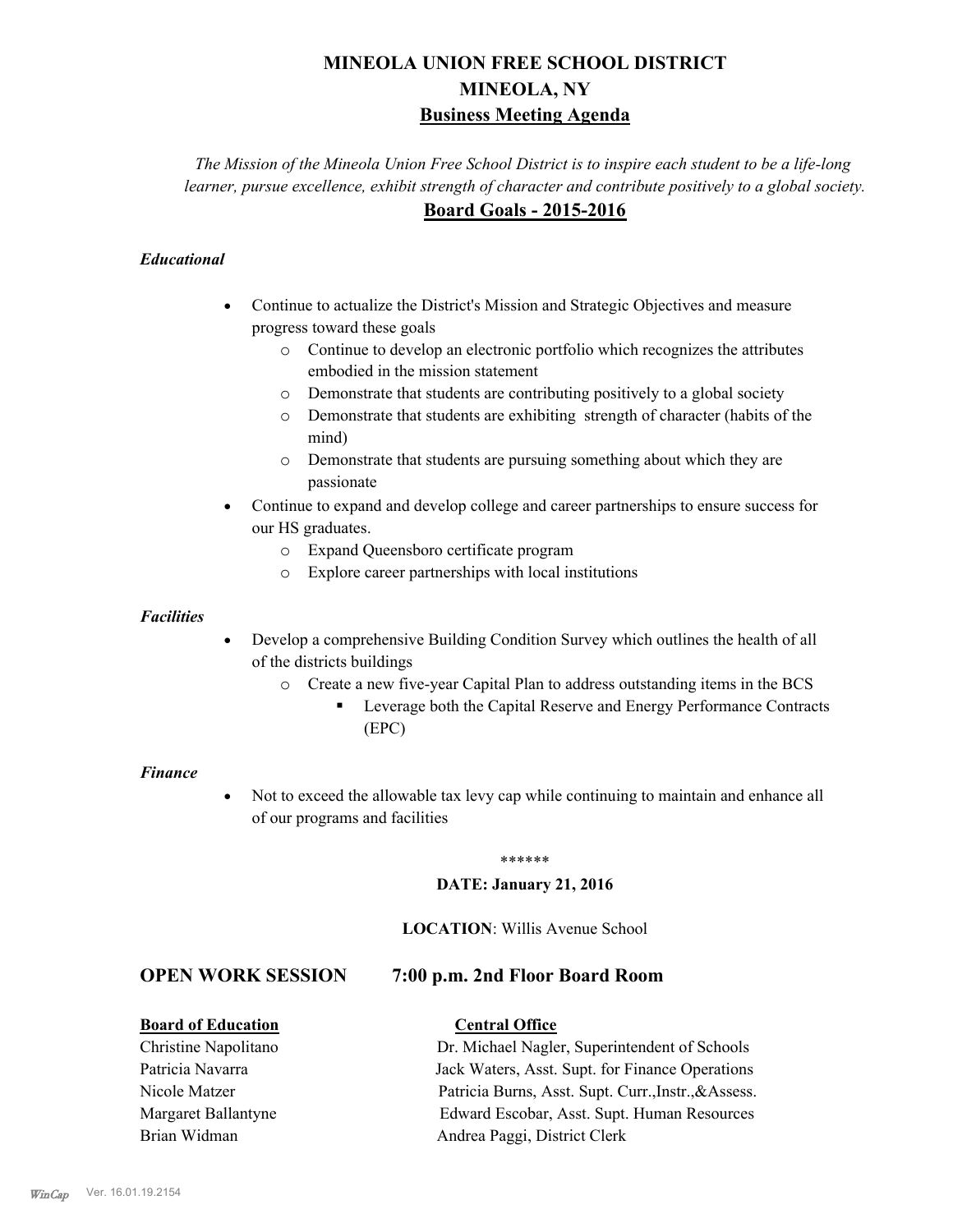# MINEOLA UNION FREE SCHOOL DISTRICT
# MINEOLA, NY
## Business Meeting Agenda

*The Mission of the Mineola Union Free School District is to inspire each student to be a life-long learner, pursue excellence, exhibit strength of character and contribute positively to a global society.*

## Board Goals - 2015-2016

### *Educational*

- Continue to actualize the District's Mission and Strategic Objectives and measure progress toward these goals
  - Continue to develop an electronic portfolio which recognizes the attributes embodied in the mission statement
  - Demonstrate that students are contributing positively to a global society
  - Demonstrate that students are exhibiting strength of character (habits of the mind)
  - Demonstrate that students are pursuing something about which they are passionate
- Continue to expand and develop college and career partnerships to ensure success for our HS graduates.
  - Expand Queensboro certificate program
  - Explore career partnerships with local institutions

### *Facilities*

- Develop a comprehensive Building Condition Survey which outlines the health of all of the districts buildings
  - Create a new five-year Capital Plan to address outstanding items in the BCS
    - Leverage both the Capital Reserve and Energy Performance Contracts (EPC)

### *Finance*

- Not to exceed the allowable tax levy cap while continuing to maintain and enhance all of our programs and facilities

\*\*\*\*\*\*

**DATE: January 21, 2016**

**LOCATION**: Willis Avenue School

## OPEN WORK SESSION 7:00 p.m. 2nd Floor Board Room

| **Board of Education** | **Central Office** |
|---|---|
| Christine Napolitano | Dr. Michael Nagler, Superintendent of Schools |
| Patricia Navarra | Jack Waters, Asst. Supt. for Finance Operations |
| Nicole Matzer | Patricia Burns, Asst. Supt. Curr.,Instr.,&Assess. |
| Margaret Ballantyne | Edward Escobar, Asst. Supt. Human Resources |
| Brian Widman | Andrea Paggi, District Clerk |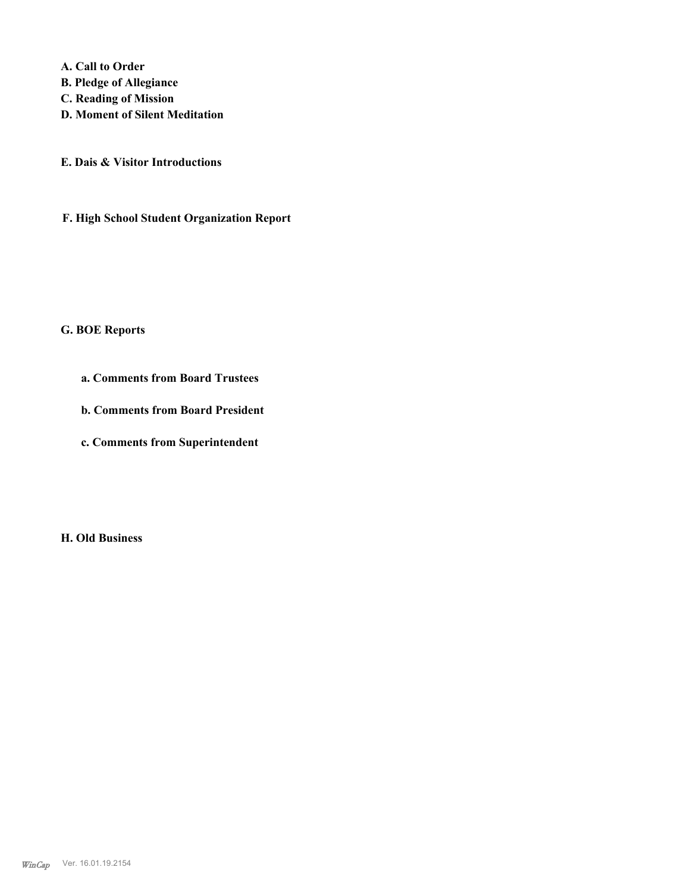**A. Call to Order**
**B. Pledge of Allegiance**
**C. Reading of Mission**
**D. Moment of Silent Meditation**

**E. Dais & Visitor Introductions**

**F. High School Student Organization Report**

**G. BOE Reports**

**a. Comments from Board Trustees**

**b. Comments from Board President**

**c. Comments from Superintendent**

**H. Old Business**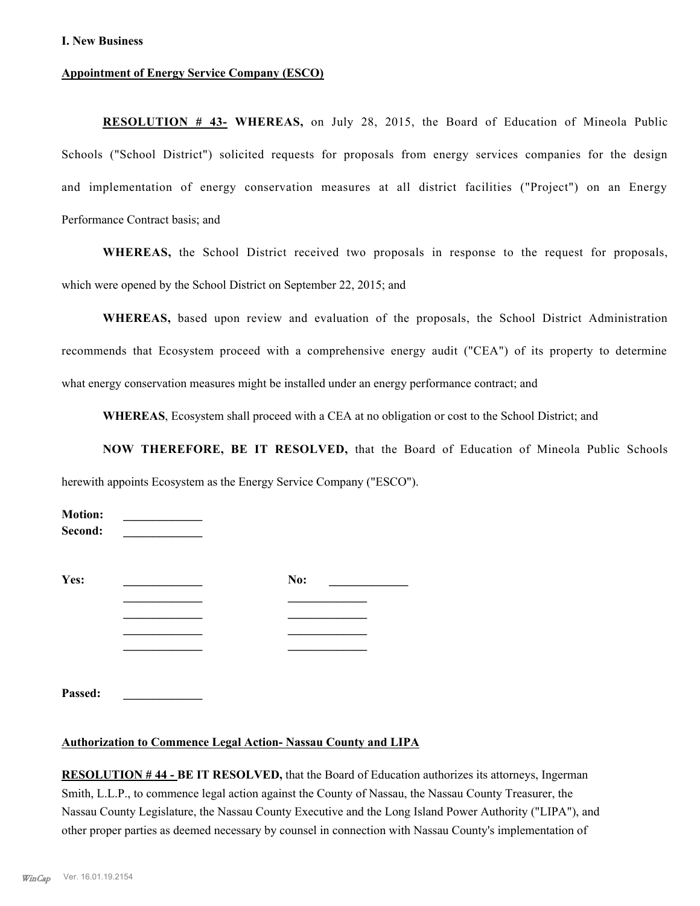**I. New Business**

**Appointment of Energy Service Company (ESCO)**

**RESOLUTION # 43- WHEREAS,** on July 28, 2015, the Board of Education of Mineola Public Schools ("School District") solicited requests for proposals from energy services companies for the design and implementation of energy conservation measures at all district facilities ("Project") on an Energy Performance Contract basis; and

**WHEREAS,** the School District received two proposals in response to the request for proposals, which were opened by the School District on September 22, 2015; and

**WHEREAS,** based upon review and evaluation of the proposals, the School District Administration recommends that Ecosystem proceed with a comprehensive energy audit ("CEA") of its property to determine what energy conservation measures might be installed under an energy performance contract; and

**WHEREAS**, Ecosystem shall proceed with a CEA at no obligation or cost to the School District; and

**NOW THEREFORE, BE IT RESOLVED,** that the Board of Education of Mineola Public Schools herewith appoints Ecosystem as the Energy Service Company ("ESCO").

**Motion:** _____________
**Second:** _____________

| **Yes:** | _____________ | **No:** | _____________ |
|---|---|---|---|
| | _____________ | | _____________ |
| | _____________ | | _____________ |
| | _____________ | | _____________ |
| | _____________ | | _____________ |

**Passed:** _____________

**Authorization to Commence Legal Action- Nassau County and LIPA**

**RESOLUTION # 44 - BE IT RESOLVED,** that the Board of Education authorizes its attorneys, Ingerman Smith, L.L.P., to commence legal action against the County of Nassau, the Nassau County Treasurer, the Nassau County Legislature, the Nassau County Executive and the Long Island Power Authority ("LIPA"), and other proper parties as deemed necessary by counsel in connection with Nassau County's implementation of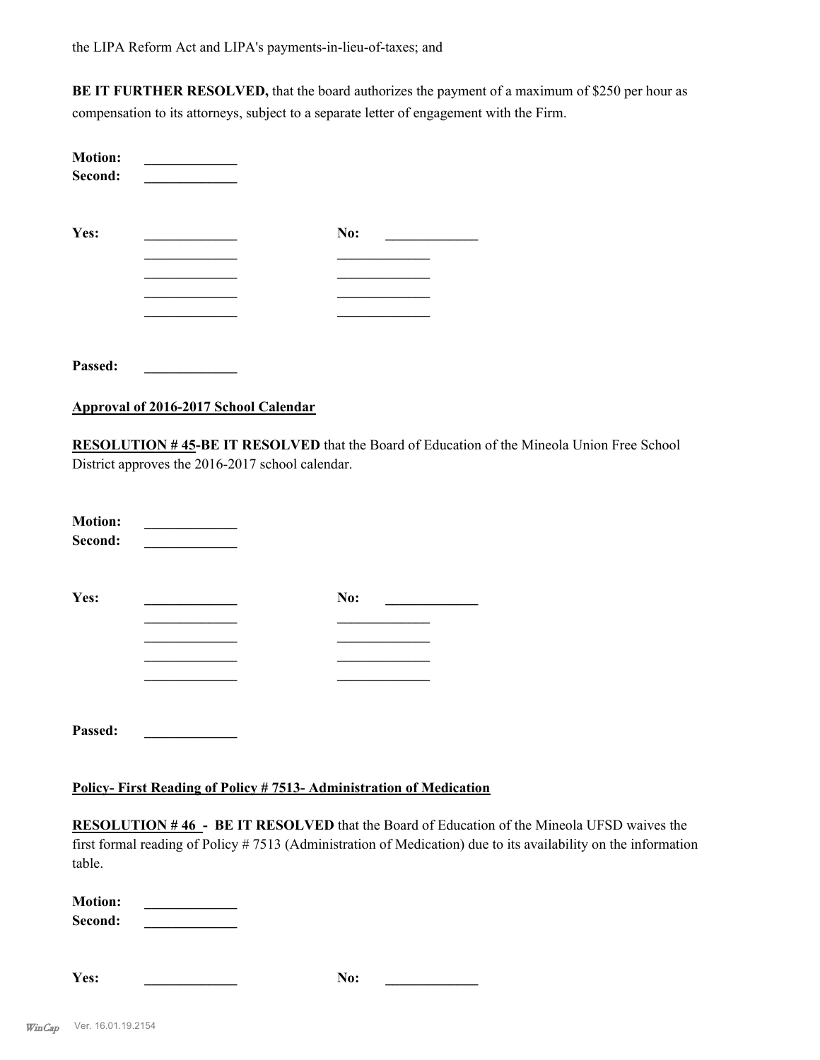the LIPA Reform Act and LIPA's payments-in-lieu-of-taxes; and

**BE IT FURTHER RESOLVED,** that the board authorizes the payment of a maximum of $250 per hour as compensation to its attorneys, subject to a separate letter of engagement with the Firm.

**Motion:** _____________
**Second:** _____________

**Yes:** _____________ **No:** _____________
_____________ _____________
_____________ _____________
_____________ _____________
_____________ _____________

**Passed:** _____________

**Approval of 2016-2017 School Calendar**

**RESOLUTION # 45-BE IT RESOLVED** that the Board of Education of the Mineola Union Free School District approves the 2016-2017 school calendar.

**Motion:** _____________
**Second:** _____________

**Yes:** _____________ **No:** _____________
_____________ _____________
_____________ _____________
_____________ _____________
_____________ _____________

**Passed:** _____________

**Policy- First Reading of Policy # 7513- Administration of Medication**

**RESOLUTION # 46 - BE IT RESOLVED** that the Board of Education of the Mineola UFSD waives the first formal reading of Policy # 7513 (Administration of Medication) due to its availability on the information table.

**Motion:** _____________
**Second:** _____________

**Yes:** _____________ **No:** _____________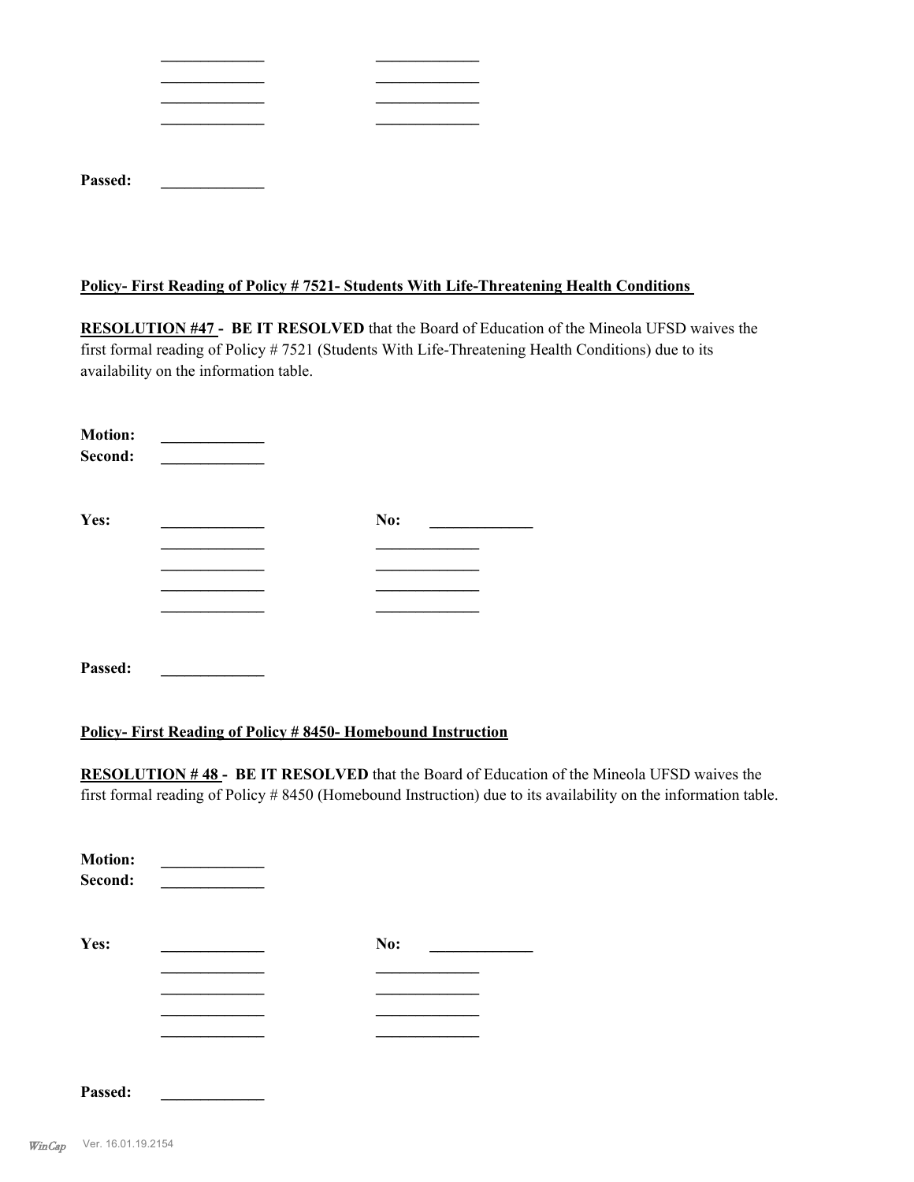| | |
|---|---|
| _____________ | _____________ |
| _____________ | _____________ |
| _____________ | _____________ |
| _____________ | _____________ |

**Passed:** _____________

**Policy- First Reading of Policy # 7521- Students With Life-Threatening Health Conditions**

**RESOLUTION #47 - BE IT RESOLVED** that the Board of Education of the Mineola UFSD waives the first formal reading of Policy # 7521 (Students With Life-Threatening Health Conditions) due to its availability on the information table.

**Motion:** _____________
**Second:** _____________

| **Yes:** | _____________ | **No:** | _____________ |
|---|---|---|---|
| | _____________ | | _____________ |
| | _____________ | | _____________ |
| | _____________ | | _____________ |
| | _____________ | | _____________ |

**Passed:** _____________

**Policy- First Reading of Policy # 8450- Homebound Instruction**

**RESOLUTION # 48 - BE IT RESOLVED** that the Board of Education of the Mineola UFSD waives the first formal reading of Policy # 8450 (Homebound Instruction) due to its availability on the information table.

**Motion:** _____________
**Second:** _____________

| **Yes:** | _____________ | **No:** | _____________ |
|---|---|---|---|
| | _____________ | | _____________ |
| | _____________ | | _____________ |
| | _____________ | | _____________ |
| | _____________ | | _____________ |

**Passed:** _____________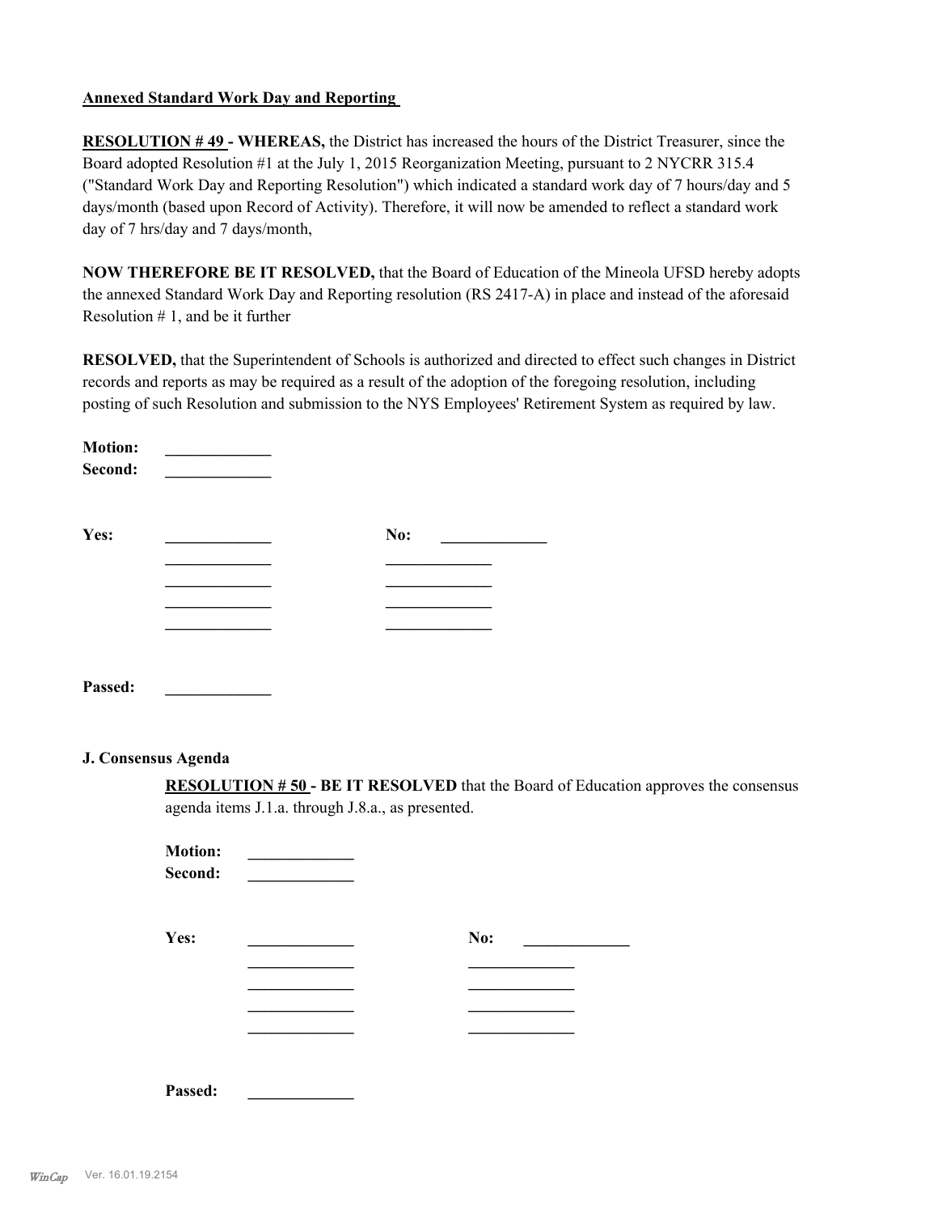**Annexed Standard Work Day and Reporting**

**RESOLUTION # 49 - WHEREAS,** the District has increased the hours of the District Treasurer, since the Board adopted Resolution #1 at the July 1, 2015 Reorganization Meeting, pursuant to 2 NYCRR 315.4 ("Standard Work Day and Reporting Resolution") which indicated a standard work day of 7 hours/day and 5 days/month (based upon Record of Activity). Therefore, it will now be amended to reflect a standard work day of 7 hrs/day and 7 days/month,

**NOW THEREFORE BE IT RESOLVED,** that the Board of Education of the Mineola UFSD hereby adopts the annexed Standard Work Day and Reporting resolution (RS 2417-A) in place and instead of the aforesaid Resolution # 1, and be it further

**RESOLVED,** that the Superintendent of Schools is authorized and directed to effect such changes in District records and reports as may be required as a result of the adoption of the foregoing resolution, including posting of such Resolution and submission to the NYS Employees' Retirement System as required by law.

**Motion:** _____________
**Second:** _____________

**Yes:** _____________ **No:** _____________
_____________ _____________
_____________ _____________
_____________ _____________
_____________ _____________

**Passed:** _____________

**J. Consensus Agenda**

**RESOLUTION # 50 - BE IT RESOLVED** that the Board of Education approves the consensus agenda items J.1.a. through J.8.a., as presented.

**Motion:** _____________
**Second:** _____________

**Yes:** _____________ **No:** _____________
_____________ _____________
_____________ _____________
_____________ _____________
_____________ _____________

**Passed:** _____________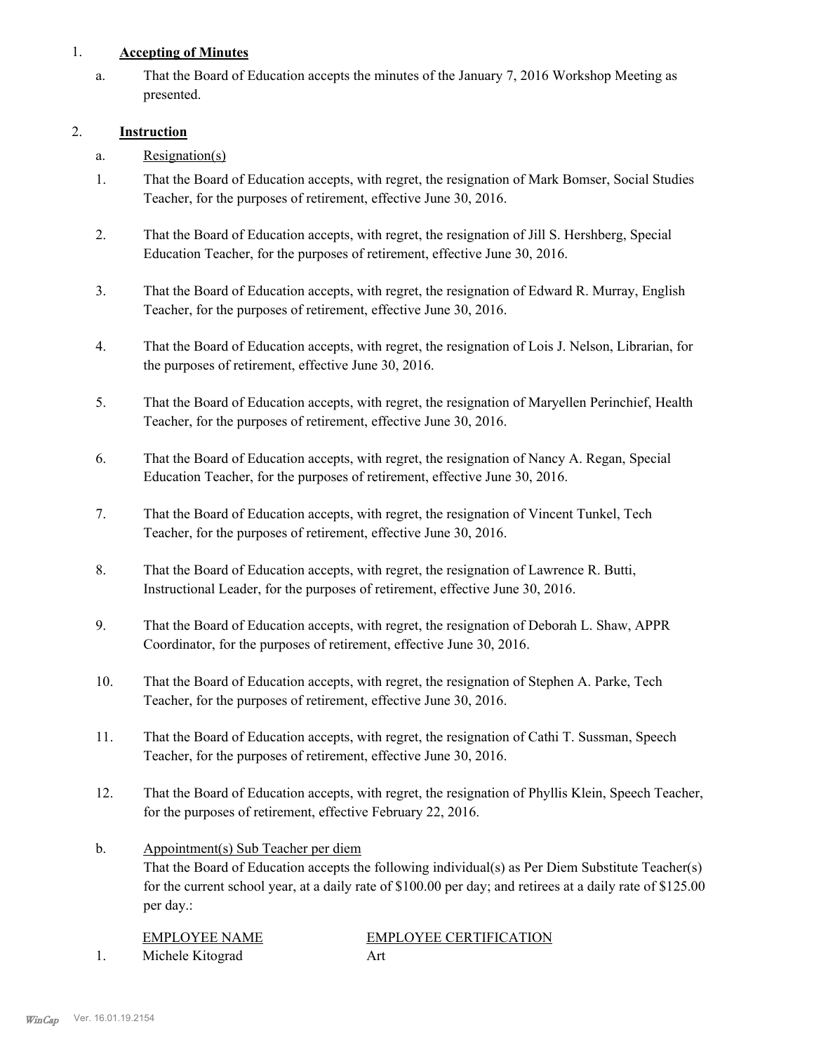1. **Accepting of Minutes**

   a. That the Board of Education accepts the minutes of the January 7, 2016 Workshop Meeting as presented.

2. **Instruction**

   a. Resignation(s)

   1. That the Board of Education accepts, with regret, the resignation of Mark Bomser, Social Studies Teacher, for the purposes of retirement, effective June 30, 2016.

   2. That the Board of Education accepts, with regret, the resignation of Jill S. Hershberg, Special Education Teacher, for the purposes of retirement, effective June 30, 2016.

   3. That the Board of Education accepts, with regret, the resignation of Edward R. Murray, English Teacher, for the purposes of retirement, effective June 30, 2016.

   4. That the Board of Education accepts, with regret, the resignation of Lois J. Nelson, Librarian, for the purposes of retirement, effective June 30, 2016.

   5. That the Board of Education accepts, with regret, the resignation of Maryellen Perinchief, Health Teacher, for the purposes of retirement, effective June 30, 2016.

   6. That the Board of Education accepts, with regret, the resignation of Nancy A. Regan, Special Education Teacher, for the purposes of retirement, effective June 30, 2016.

   7. That the Board of Education accepts, with regret, the resignation of Vincent Tunkel, Tech Teacher, for the purposes of retirement, effective June 30, 2016.

   8. That the Board of Education accepts, with regret, the resignation of Lawrence R. Butti, Instructional Leader, for the purposes of retirement, effective June 30, 2016.

   9. That the Board of Education accepts, with regret, the resignation of Deborah L. Shaw, APPR Coordinator, for the purposes of retirement, effective June 30, 2016.

   10. That the Board of Education accepts, with regret, the resignation of Stephen A. Parke, Tech Teacher, for the purposes of retirement, effective June 30, 2016.

   11. That the Board of Education accepts, with regret, the resignation of Cathi T. Sussman, Speech Teacher, for the purposes of retirement, effective June 30, 2016.

   12. That the Board of Education accepts, with regret, the resignation of Phyllis Klein, Speech Teacher, for the purposes of retirement, effective February 22, 2016.

   b. Appointment(s) Sub Teacher per diem

   That the Board of Education accepts the following individual(s) as Per Diem Substitute Teacher(s) for the current school year, at a daily rate of $100.00 per day; and retirees at a daily rate of $125.00 per day.:

| | EMPLOYEE NAME | EMPLOYEE CERTIFICATION |
|---|---|---|
| 1. | Michele Kitograd | Art |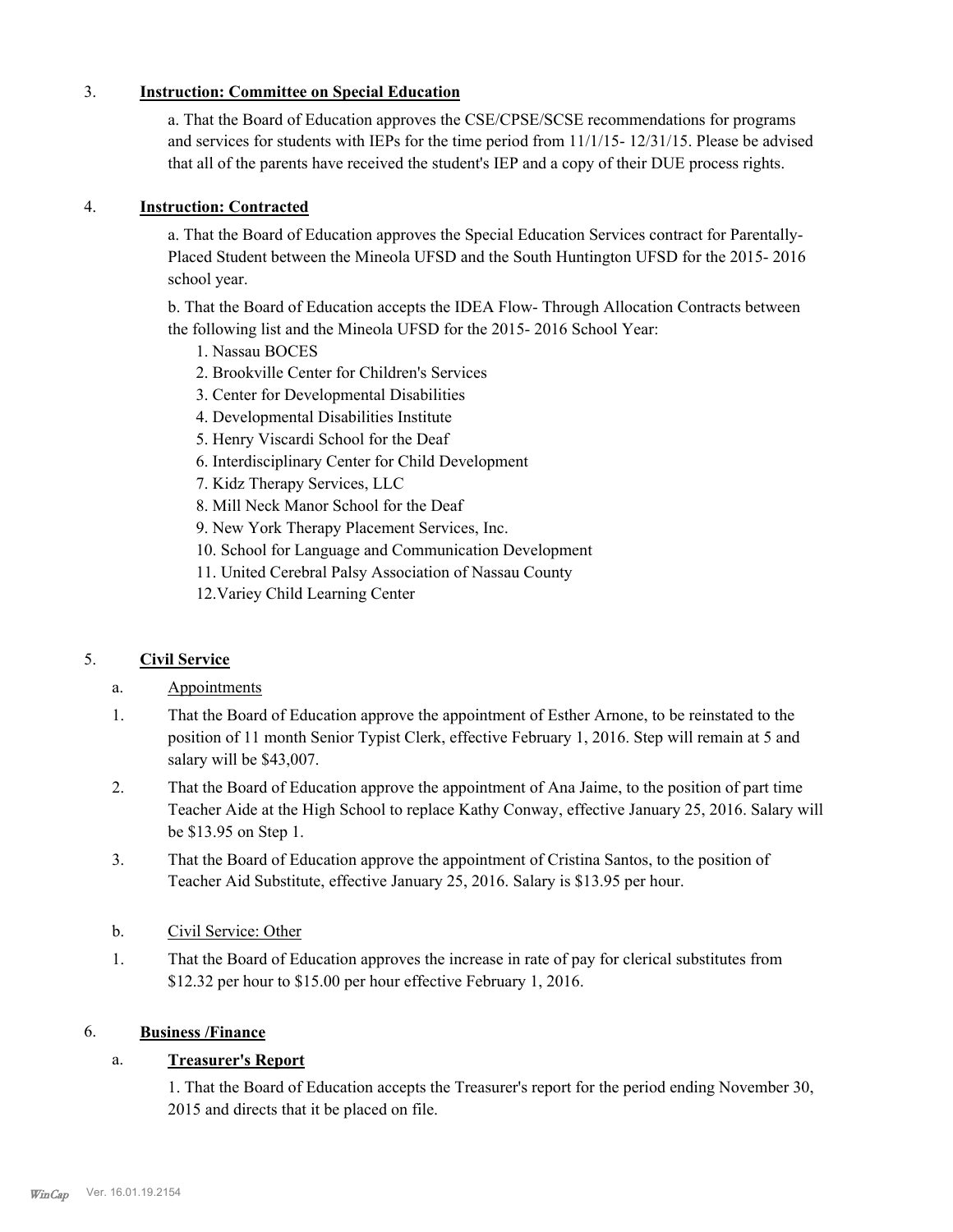3. **Instruction: Committee on Special Education**

a. That the Board of Education approves the CSE/CPSE/SCSE recommendations for programs and services for students with IEPs for the time period from 11/1/15- 12/31/15. Please be advised that all of the parents have received the student's IEP and a copy of their DUE process rights.

4. **Instruction: Contracted**

a. That the Board of Education approves the Special Education Services contract for Parentally-Placed Student between the Mineola UFSD and the South Huntington UFSD for the 2015- 2016 school year.

b. That the Board of Education accepts the IDEA Flow- Through Allocation Contracts between the following list and the Mineola UFSD for the 2015- 2016 School Year:

1. Nassau BOCES
2. Brookville Center for Children's Services
3. Center for Developmental Disabilities
4. Developmental Disabilities Institute
5. Henry Viscardi School for the Deaf
6. Interdisciplinary Center for Child Development
7. Kidz Therapy Services, LLC
8. Mill Neck Manor School for the Deaf
9. New York Therapy Placement Services, Inc.
10. School for Language and Communication Development
11. United Cerebral Palsy Association of Nassau County
12. Variey Child Learning Center

5. **Civil Service**

a. Appointments

1. That the Board of Education approve the appointment of Esther Arnone, to be reinstated to the position of 11 month Senior Typist Clerk, effective February 1, 2016. Step will remain at 5 and salary will be $43,007.
2. That the Board of Education approve the appointment of Ana Jaime, to the position of part time Teacher Aide at the High School to replace Kathy Conway, effective January 25, 2016. Salary will be $13.95 on Step 1.
3. That the Board of Education approve the appointment of Cristina Santos, to the position of Teacher Aid Substitute, effective January 25, 2016. Salary is $13.95 per hour.

b. Civil Service: Other

1. That the Board of Education approves the increase in rate of pay for clerical substitutes from $12.32 per hour to $15.00 per hour effective February 1, 2016.

6. **Business /Finance**

a. **Treasurer's Report**

1. That the Board of Education accepts the Treasurer's report for the period ending November 30, 2015 and directs that it be placed on file.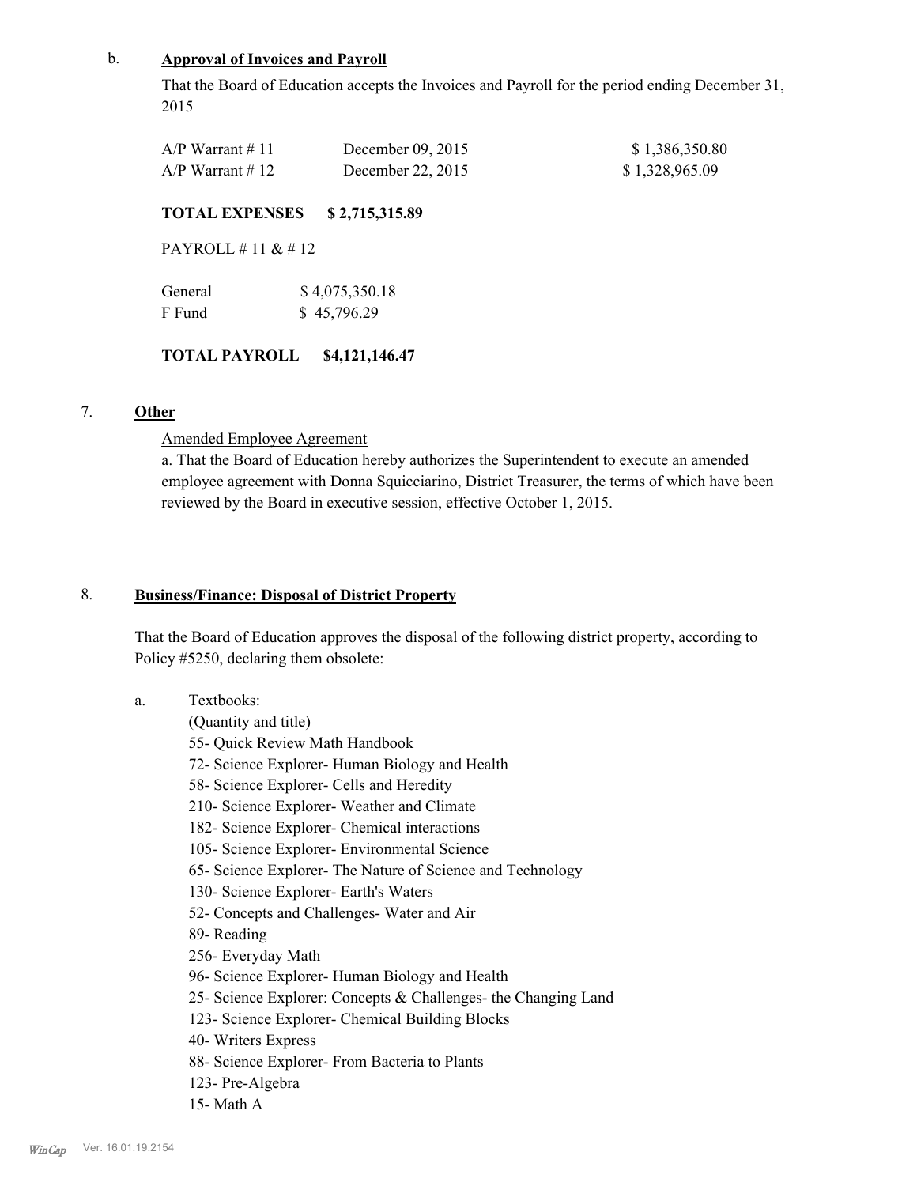b. **Approval of Invoices and Payroll**

That the Board of Education accepts the Invoices and Payroll for the period ending December 31, 2015

| | | |
|---|---|---|
| A/P Warrant # 11 | December 09, 2015 | $ 1,386,350.80 |
| A/P Warrant # 12 | December 22, 2015 | $ 1,328,965.09 |

**TOTAL EXPENSES $ 2,715,315.89**

PAYROLL # 11 & # 12

| | |
|---|---|
| General | $ 4,075,350.18 |
| F Fund | $ 45,796.29 |

**TOTAL PAYROLL $4,121,146.47**

7. **Other**

Amended Employee Agreement

a. That the Board of Education hereby authorizes the Superintendent to execute an amended employee agreement with Donna Squicciarino, District Treasurer, the terms of which have been reviewed by the Board in executive session, effective October 1, 2015.

8. **Business/Finance: Disposal of District Property**

That the Board of Education approves the disposal of the following district property, according to Policy #5250, declaring them obsolete:

a. Textbooks:
(Quantity and title)
55- Quick Review Math Handbook
72- Science Explorer- Human Biology and Health
58- Science Explorer- Cells and Heredity
210- Science Explorer- Weather and Climate
182- Science Explorer- Chemical interactions
105- Science Explorer- Environmental Science
65- Science Explorer- The Nature of Science and Technology
130- Science Explorer- Earth's Waters
52- Concepts and Challenges- Water and Air
89- Reading
256- Everyday Math
96- Science Explorer- Human Biology and Health
25- Science Explorer: Concepts & Challenges- the Changing Land
123- Science Explorer- Chemical Building Blocks
40- Writers Express
88- Science Explorer- From Bacteria to Plants
123- Pre-Algebra
15- Math A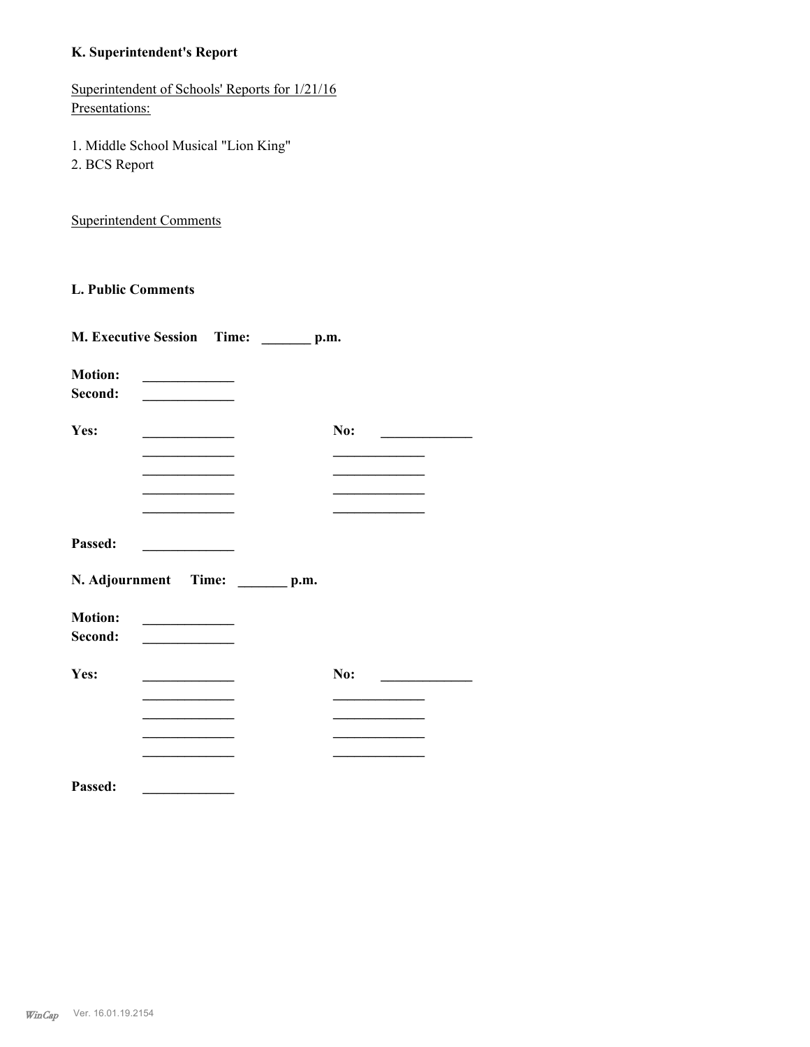**K. Superintendent's Report**

Superintendent of Schools' Reports for 1/21/16
Presentations:

1. Middle School Musical "Lion King"
2. BCS Report

Superintendent Comments

**L. Public Comments**

**M. Executive Session Time: _______ p.m.**

**Motion:** _____________
**Second:** _____________

**Yes:** _____________ **No:** _____________

_____________ _____________

_____________ _____________

_____________ _____________

_____________ _____________

**Passed:** _____________

**N. Adjournment Time: _______ p.m.**

**Motion:** _____________
**Second:** _____________

**Yes:** _____________ **No:** _____________

_____________ _____________

_____________ _____________

_____________ _____________

_____________ _____________

**Passed:** _____________